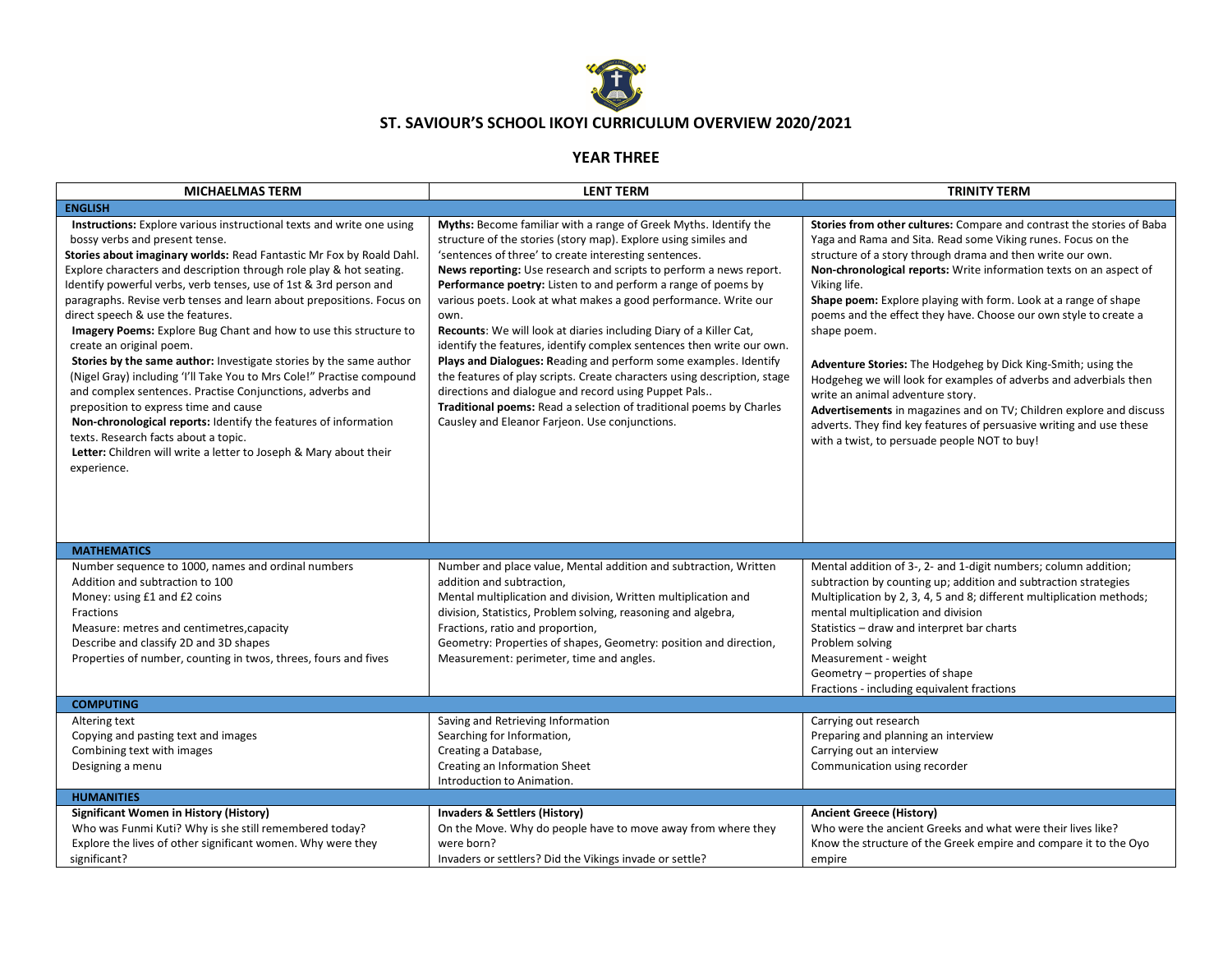# ST. SAVIOUR'S SCHOOL IKOYI CURRICULUM OVERVIEW 2020/2021

## YEAR THREE

| MICHAELMAS TERM | LENT TERM | TRINITY TERM |
|---|---|---|
| **ENGLISH** | | |
| **Instructions:** Explore various instructional texts and write one using bossy verbs and present tense.<br>**Stories about imaginary worlds:** Read Fantastic Mr Fox by Roald Dahl. Explore characters and description through role play & hot seating. Identify powerful verbs, verb tenses, use of 1st & 3rd person and paragraphs. Revise verb tenses and learn about prepositions. Focus on direct speech & use the features.<br>**Imagery Poems:** Explore Bug Chant and how to use this structure to create an original poem.<br>**Stories by the same author:** Investigate stories by the same author (Nigel Gray) including 'I'll Take You to Mrs Cole!" Practise compound and complex sentences. Practise Conjunctions, adverbs and preposition to express time and cause<br>**Non-chronological reports:** Identify the features of information texts. Research facts about a topic.<br>**Letter:** Children will write a letter to Joseph & Mary about their experience. | **Myths:** Become familiar with a range of Greek Myths. Identify the structure of the stories (story map). Explore using similes and 'sentences of three' to create interesting sentences.<br>**News reporting:** Use research and scripts to perform a news report.<br>**Performance poetry:** Listen to and perform a range of poems by various poets. Look at what makes a good performance. Write our own.<br>**Recounts**: We will look at diaries including Diary of a Killer Cat, identify the features, identify complex sentences then write our own.<br>**Plays and Dialogues: R**eading and perform some examples. Identify the features of play scripts. Create characters using description, stage directions and dialogue and record using Puppet Pals..<br>**Traditional poems:** Read a selection of traditional poems by Charles Causley and Eleanor Farjeon. Use conjunctions. | **Stories from other cultures:** Compare and contrast the stories of Baba Yaga and Rama and Sita. Read some Viking runes. Focus on the structure of a story through drama and then write our own.<br>**Non-chronological reports:** Write information texts on an aspect of Viking life.<br>**Shape poem:** Explore playing with form. Look at a range of shape poems and the effect they have. Choose our own style to create a shape poem.<br><br>**Adventure Stories:** The Hodgeheg by Dick King-Smith; using the Hodgeheg we will look for examples of adverbs and adverbials then write an animal adventure story.<br>**Advertisements** in magazines and on TV; Children explore and discuss adverts. They find key features of persuasive writing and use these with a twist, to persuade people NOT to buy! |
| **MATHEMATICS** | | |
| Number sequence to 1000, names and ordinal numbers<br>Addition and subtraction to 100<br>Money: using £1 and £2 coins<br>Fractions<br>Measure: metres and centimetres,capacity<br>Describe and classify 2D and 3D shapes<br>Properties of number, counting in twos, threes, fours and fives | Number and place value, Mental addition and subtraction, Written addition and subtraction,<br>Mental multiplication and division, Written multiplication and division, Statistics, Problem solving, reasoning and algebra,<br>Fractions, ratio and proportion,<br>Geometry: Properties of shapes, Geometry: position and direction,<br>Measurement: perimeter, time and angles. | Mental addition of 3-, 2- and 1-digit numbers; column addition; subtraction by counting up; addition and subtraction strategies<br>Multiplication by 2, 3, 4, 5 and 8; different multiplication methods; mental multiplication and division<br>Statistics – draw and interpret bar charts<br>Problem solving<br>Measurement - weight<br>Geometry – properties of shape<br>Fractions - including equivalent fractions |
| **COMPUTING** | | |
| Altering text<br>Copying and pasting text and images<br>Combining text with images<br>Designing a menu | Saving and Retrieving Information<br>Searching for Information,<br>Creating a Database,<br>Creating an Information Sheet<br>Introduction to Animation. | Carrying out research<br>Preparing and planning an interview<br>Carrying out an interview<br>Communication using recorder |
| **HUMANITIES** | | |
| **Significant Women in History (History)**<br>Who was Funmi Kuti? Why is she still remembered today?<br>Explore the lives of other significant women. Why were they significant? | **Invaders & Settlers (History)**<br>On the Move. Why do people have to move away from where they were born?<br>Invaders or settlers? Did the Vikings invade or settle? | **Ancient Greece (History)**<br>Who were the ancient Greeks and what were their lives like?<br>Know the structure of the Greek empire and compare it to the Oyo empire |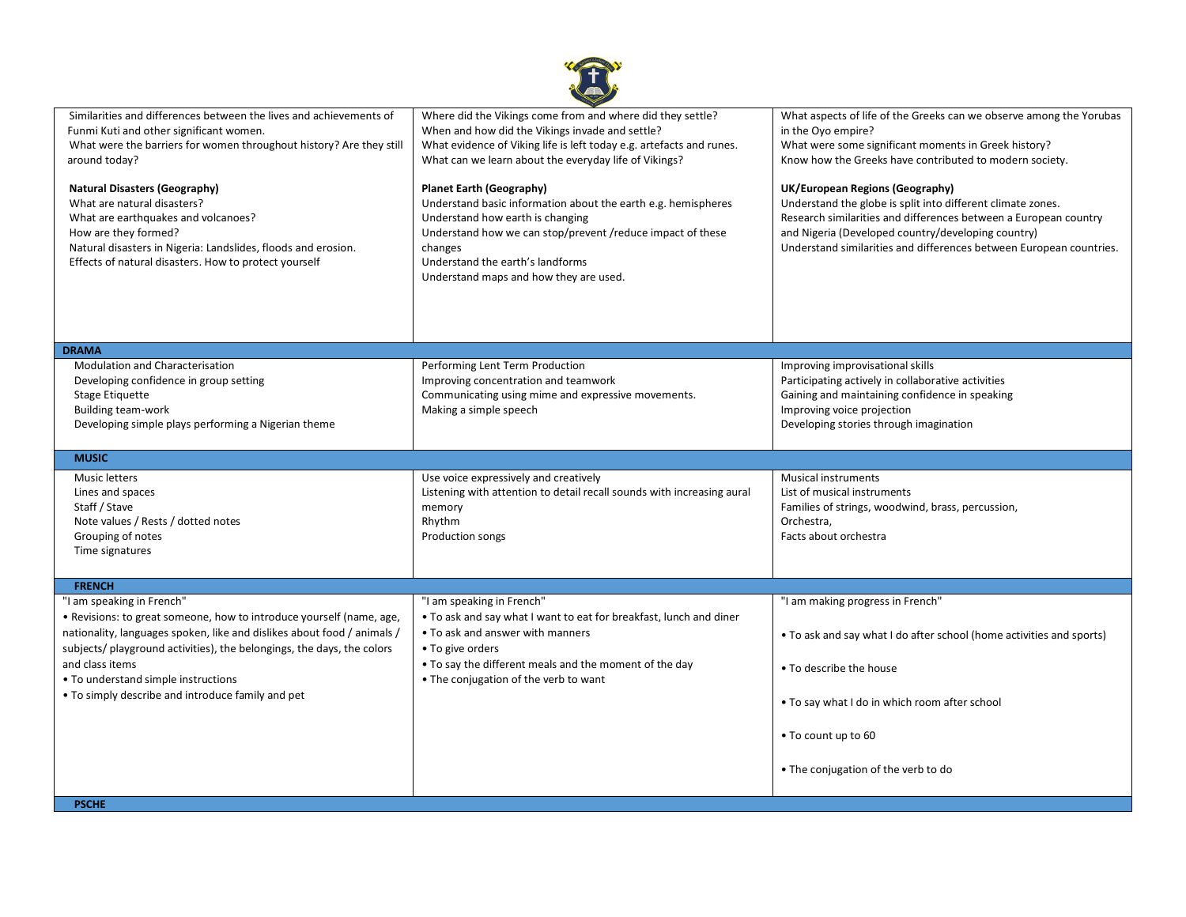| | | |
|---|---|---|
| Similarities and differences between the lives and achievements of Funmi Kuti and other significant women.<br>What were the barriers for women throughout history? Are they still around today?<br><br>**Natural Disasters (Geography)**<br>What are natural disasters?<br>What are earthquakes and volcanoes?<br>How are they formed?<br>Natural disasters in Nigeria: Landslides, floods and erosion.<br>Effects of natural disasters. How to protect yourself | Where did the Vikings come from and where did they settle?<br>When and how did the Vikings invade and settle?<br>What evidence of Viking life is left today e.g. artefacts and runes.<br>What can we learn about the everyday life of Vikings?<br><br>**Planet Earth (Geography)**<br>Understand basic information about the earth e.g. hemispheres<br>Understand how earth is changing<br>Understand how we can stop/prevent /reduce impact of these changes<br>Understand the earth's landforms<br>Understand maps and how they are used. | What aspects of life of the Greeks can we observe among the Yorubas in the Oyo empire?<br>What were some significant moments in Greek history?<br>Know how the Greeks have contributed to modern society.<br><br>**UK/European Regions (Geography)**<br>Understand the globe is split into different climate zones.<br>Research similarities and differences between a European country and Nigeria (Developed country/developing country)<br>Understand similarities and differences between European countries. |
| **DRAMA** | | |
| Modulation and Characterisation<br>Developing confidence in group setting<br>Stage Etiquette<br>Building team-work<br>Developing simple plays performing a Nigerian theme | Performing Lent Term Production<br>Improving concentration and teamwork<br>Communicating using mime and expressive movements.<br>Making a simple speech | Improving improvisational skills<br>Participating actively in collaborative activities<br>Gaining and maintaining confidence in speaking<br>Improving voice projection<br>Developing stories through imagination |
| **MUSIC** | | |
| Music letters<br>Lines and spaces<br>Staff / Stave<br>Note values / Rests / dotted notes<br>Grouping of notes<br>Time signatures | Use voice expressively and creatively<br>Listening with attention to detail recall sounds with increasing aural memory<br>Rhythm<br>Production songs | Musical instruments<br>List of musical instruments<br>Families of strings, woodwind, brass, percussion,<br>Orchestra,<br>Facts about orchestra |
| **FRENCH** | | |
| "I am speaking in French"<br>• Revisions: to great someone, how to introduce yourself (name, age, nationality, languages spoken, like and dislikes about food / animals / subjects/ playground activities), the belongings, the days, the colors and class items<br>• To understand simple instructions<br>• To simply describe and introduce family and pet | "I am speaking in French"<br>• To ask and say what I want to eat for breakfast, lunch and diner<br>• To ask and answer with manners<br>• To give orders<br>• To say the different meals and the moment of the day<br>• The conjugation of the verb to want | "I am making progress in French"<br>• To ask and say what I do after school (home activities and sports)<br>• To describe the house<br>• To say what I do in which room after school<br>• To count up to 60<br>• The conjugation of the verb to do |
| **PSCHE** | | |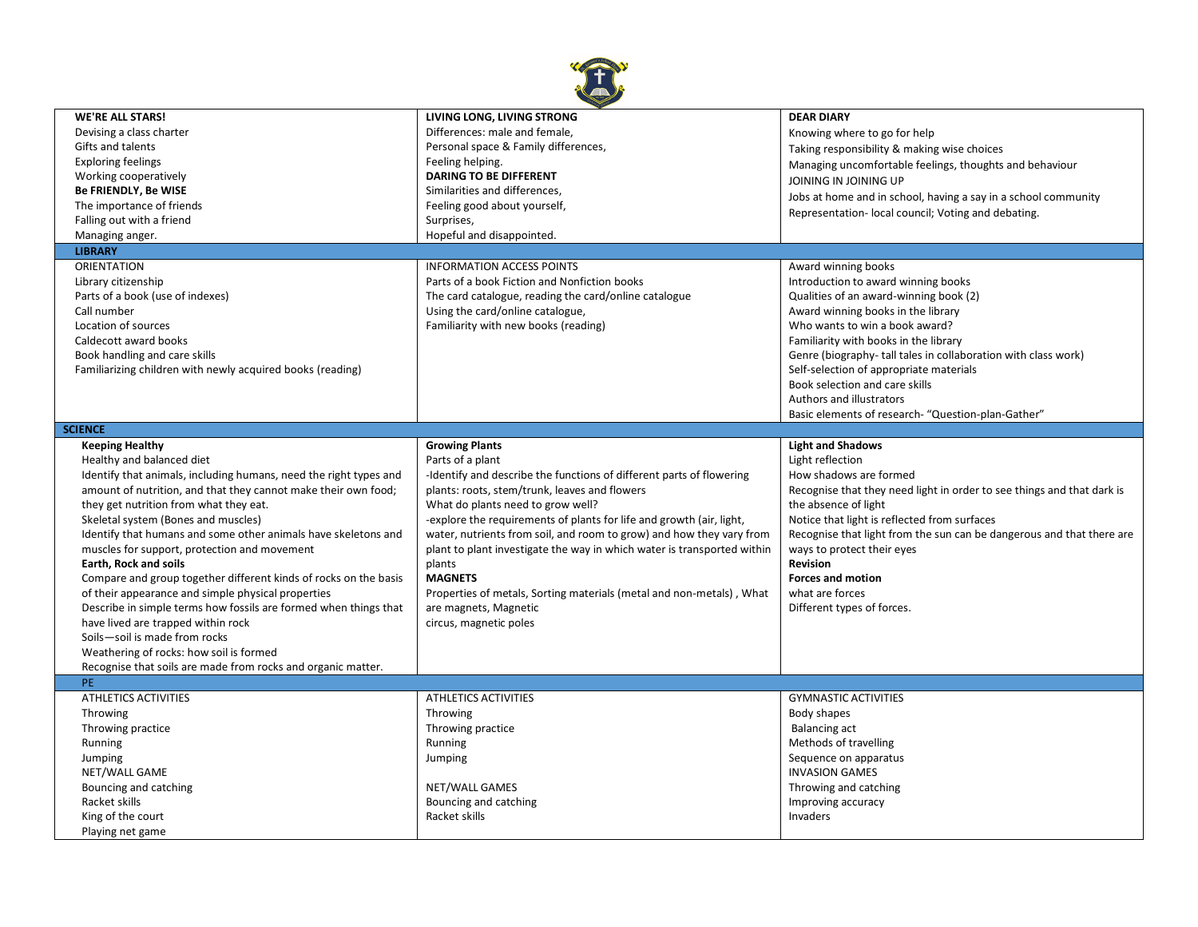| | | |
|---|---|---|
| **WE'RE ALL STARS!**<br>Devising a class charter<br>Gifts and talents<br>Exploring feelings<br>Working cooperatively<br>**Be FRIENDLY, Be WISE**<br>The importance of friends<br>Falling out with a friend<br>Managing anger. | **LIVING LONG, LIVING STRONG**<br>Differences: male and female,<br>Personal space & Family differences,<br>Feeling helping.<br>**DARING TO BE DIFFERENT**<br>Similarities and differences,<br>Feeling good about yourself,<br>Surprises,<br>Hopeful and disappointed. | **DEAR DIARY**<br>Knowing where to go for help<br>Taking responsibility & making wise choices<br>Managing uncomfortable feelings, thoughts and behaviour<br>JOINING IN JOINING UP<br>Jobs at home and in school, having a say in a school community<br>Representation- local council; Voting and debating. |
| **LIBRARY** | | |
| ORIENTATION<br>Library citizenship<br>Parts of a book (use of indexes)<br>Call number<br>Location of sources<br>Caldecott award books<br>Book handling and care skills<br>Familiarizing children with newly acquired books (reading) | INFORMATION ACCESS POINTS<br>Parts of a book Fiction and Nonfiction books<br>The card catalogue, reading the card/online catalogue<br>Using the card/online catalogue,<br>Familiarity with new books (reading) | Award winning books<br>Introduction to award winning books<br>Qualities of an award-winning book (2)<br>Award winning books in the library<br>Who wants to win a book award?<br>Familiarity with books in the library<br>Genre (biography- tall tales in collaboration with class work)<br>Self-selection of appropriate materials<br>Book selection and care skills<br>Authors and illustrators<br>Basic elements of research- "Question-plan-Gather" |
| **SCIENCE** | | |
| **Keeping Healthy**<br>Healthy and balanced diet<br>Identify that animals, including humans, need the right types and amount of nutrition, and that they cannot make their own food; they get nutrition from what they eat.<br>Skeletal system (Bones and muscles)<br>Identify that humans and some other animals have skeletons and muscles for support, protection and movement<br>**Earth, Rock and soils**<br>Compare and group together different kinds of rocks on the basis of their appearance and simple physical properties<br>Describe in simple terms how fossils are formed when things that have lived are trapped within rock<br>Soils—soil is made from rocks<br>Weathering of rocks: how soil is formed<br>Recognise that soils are made from rocks and organic matter. | **Growing Plants**<br>Parts of a plant<br>-Identify and describe the functions of different parts of flowering plants: roots, stem/trunk, leaves and flowers<br>What do plants need to grow well?<br>-explore the requirements of plants for life and growth (air, light, water, nutrients from soil, and room to grow) and how they vary from plant to plant investigate the way in which water is transported within plants<br>**MAGNETS**<br>Properties of metals, Sorting materials (metal and non-metals) , What are magnets, Magnetic<br>circus, magnetic poles | **Light and Shadows**<br>Light reflection<br>How shadows are formed<br>Recognise that they need light in order to see things and that dark is the absence of light<br>Notice that light is reflected from surfaces<br>Recognise that light from the sun can be dangerous and that there are ways to protect their eyes<br>**Revision**<br>**Forces and motion**<br>what are forces<br>Different types of forces. |
| PE | | |
| ATHLETICS ACTIVITIES<br>Throwing<br>Throwing practice<br>Running<br>Jumping<br>NET/WALL GAME<br>Bouncing and catching<br>Racket skills<br>King of the court<br>Playing net game | ATHLETICS ACTIVITIES<br>Throwing<br>Throwing practice<br>Running<br>Jumping<br><br>NET/WALL GAMES<br>Bouncing and catching<br>Racket skills | GYMNASTIC ACTIVITIES<br>Body shapes<br>Balancing act<br>Methods of travelling<br>Sequence on apparatus<br>INVASION GAMES<br>Throwing and catching<br>Improving accuracy<br>Invaders |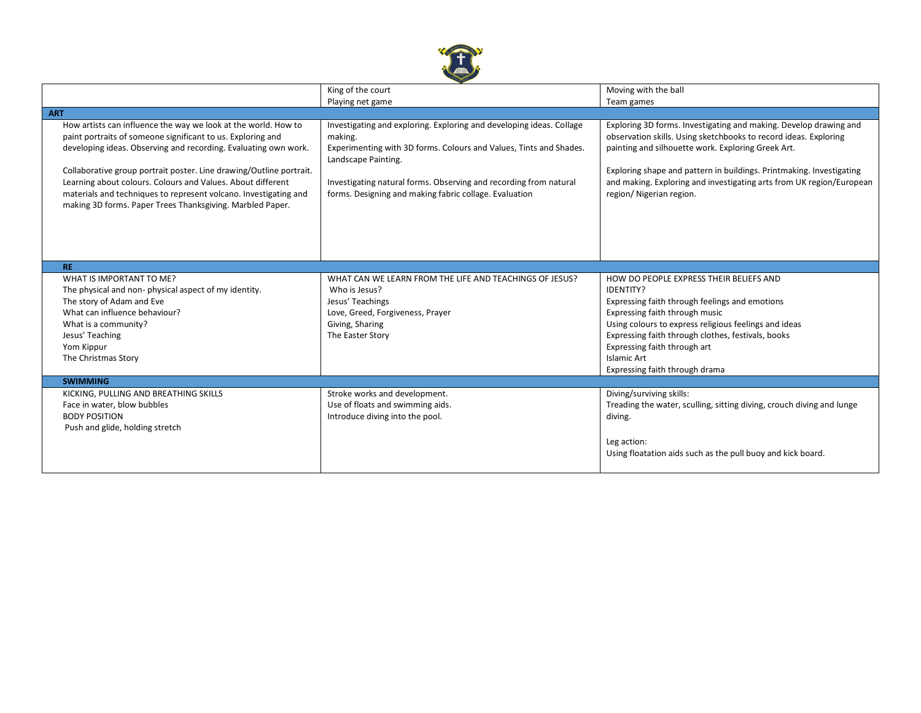| | | |
|---|---|---|
| | King of the court<br>Playing net game | Moving with the ball<br>Team games |
| **ART** | | |
| How artists can influence the way we look at the world. How to paint portraits of someone significant to us. Exploring and developing ideas. Observing and recording. Evaluating own work.<br><br>Collaborative group portrait poster. Line drawing/Outline portrait. Learning about colours. Colours and Values. About different materials and techniques to represent volcano. Investigating and making 3D forms. Paper Trees Thanksgiving. Marbled Paper. | Investigating and exploring. Exploring and developing ideas. Collage making.<br>Experimenting with 3D forms. Colours and Values, Tints and Shades. Landscape Painting.<br><br>Investigating natural forms. Observing and recording from natural forms. Designing and making fabric collage. Evaluation | Exploring 3D forms. Investigating and making. Develop drawing and observation skills. Using sketchbooks to record ideas. Exploring painting and silhouette work. Exploring Greek Art.<br><br>Exploring shape and pattern in buildings. Printmaking. Investigating and making. Exploring and investigating arts from UK region/European region/ Nigerian region. |
| **RE** | | |
| WHAT IS IMPORTANT TO ME?<br>The physical and non- physical aspect of my identity.<br>The story of Adam and Eve<br>What can influence behaviour?<br>What is a community?<br>Jesus' Teaching<br>Yom Kippur<br>The Christmas Story | WHAT CAN WE LEARN FROM THE LIFE AND TEACHINGS OF JESUS?<br>Who is Jesus?<br>Jesus' Teachings<br>Love, Greed, Forgiveness, Prayer<br>Giving, Sharing<br>The Easter Story | HOW DO PEOPLE EXPRESS THEIR BELIEFS AND IDENTITY?<br>Expressing faith through feelings and emotions<br>Expressing faith through music<br>Using colours to express religious feelings and ideas<br>Expressing faith through clothes, festivals, books<br>Expressing faith through art<br>Islamic Art<br>Expressing faith through drama |
| **SWIMMING** | | |
| KICKING, PULLING AND BREATHING SKILLS<br>Face in water, blow bubbles<br>BODY POSITION<br>Push and glide, holding stretch | Stroke works and development.<br>Use of floats and swimming aids.<br>Introduce diving into the pool. | Diving/surviving skills:<br>Treading the water, sculling, sitting diving, crouch diving and lunge diving.<br><br>Leg action:<br>Using floatation aids such as the pull buoy and kick board. |